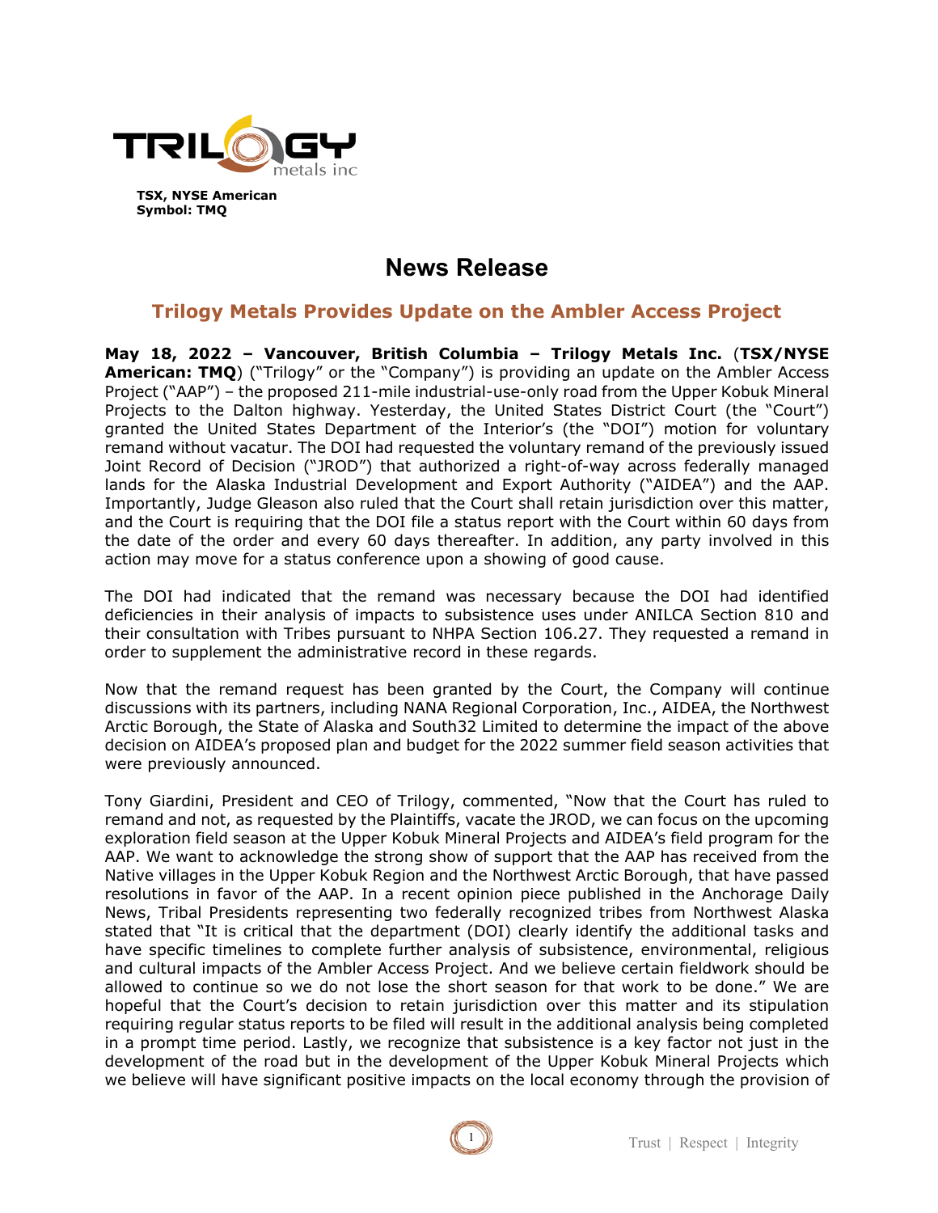TRILOGY metals inc

**TSX, NYSE American**
**Symbol: TMQ**

# News Release

## Trilogy Metals Provides Update on the Ambler Access Project

**May 18, 2022 – Vancouver, British Columbia – Trilogy Metals Inc.** (**TSX/NYSE American: TMQ**) ("Trilogy" or the "Company") is providing an update on the Ambler Access Project ("AAP") – the proposed 211-mile industrial-use-only road from the Upper Kobuk Mineral Projects to the Dalton highway. Yesterday, the United States District Court (the "Court") granted the United States Department of the Interior's (the "DOI") motion for voluntary remand without vacatur. The DOI had requested the voluntary remand of the previously issued Joint Record of Decision ("JROD") that authorized a right-of-way across federally managed lands for the Alaska Industrial Development and Export Authority ("AIDEA") and the AAP. Importantly, Judge Gleason also ruled that the Court shall retain jurisdiction over this matter, and the Court is requiring that the DOI file a status report with the Court within 60 days from the date of the order and every 60 days thereafter. In addition, any party involved in this action may move for a status conference upon a showing of good cause.

The DOI had indicated that the remand was necessary because the DOI had identified deficiencies in their analysis of impacts to subsistence uses under ANILCA Section 810 and their consultation with Tribes pursuant to NHPA Section 106.27. They requested a remand in order to supplement the administrative record in these regards.

Now that the remand request has been granted by the Court, the Company will continue discussions with its partners, including NANA Regional Corporation, Inc., AIDEA, the Northwest Arctic Borough, the State of Alaska and South32 Limited to determine the impact of the above decision on AIDEA's proposed plan and budget for the 2022 summer field season activities that were previously announced.

Tony Giardini, President and CEO of Trilogy, commented, "Now that the Court has ruled to remand and not, as requested by the Plaintiffs, vacate the JROD, we can focus on the upcoming exploration field season at the Upper Kobuk Mineral Projects and AIDEA's field program for the AAP. We want to acknowledge the strong show of support that the AAP has received from the Native villages in the Upper Kobuk Region and the Northwest Arctic Borough, that have passed resolutions in favor of the AAP. In a recent opinion piece published in the Anchorage Daily News, Tribal Presidents representing two federally recognized tribes from Northwest Alaska stated that "It is critical that the department (DOI) clearly identify the additional tasks and have specific timelines to complete further analysis of subsistence, environmental, religious and cultural impacts of the Ambler Access Project. And we believe certain fieldwork should be allowed to continue so we do not lose the short season for that work to be done." We are hopeful that the Court's decision to retain jurisdiction over this matter and its stipulation requiring regular status reports to be filed will result in the additional analysis being completed in a prompt time period. Lastly, we recognize that subsistence is a key factor not just in the development of the road but in the development of the Upper Kobuk Mineral Projects which we believe will have significant positive impacts on the local economy through the provision of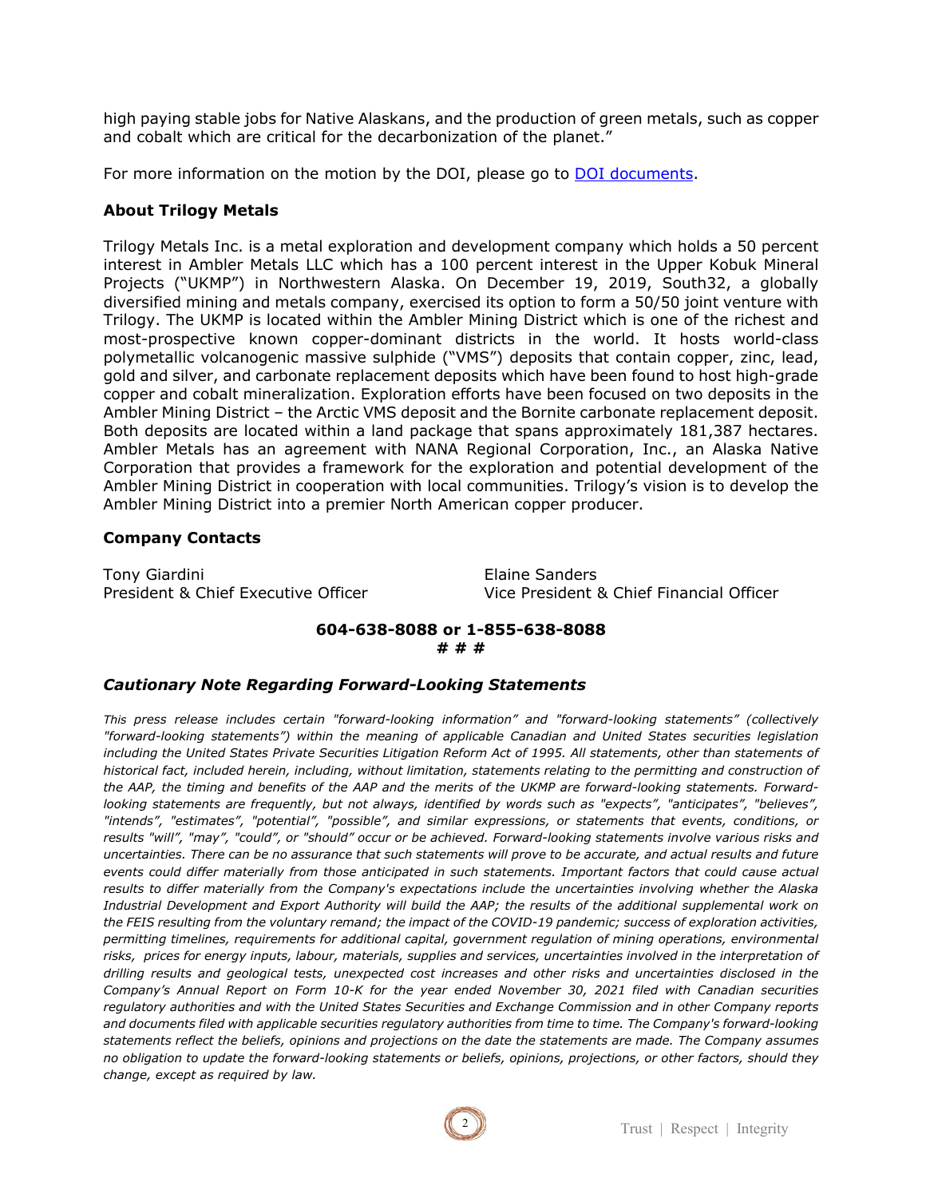high paying stable jobs for Native Alaskans, and the production of green metals, such as copper and cobalt which are critical for the decarbonization of the planet."

For more information on the motion by the DOI, please go to [DOI documents](#).

## About Trilogy Metals

Trilogy Metals Inc. is a metal exploration and development company which holds a 50 percent interest in Ambler Metals LLC which has a 100 percent interest in the Upper Kobuk Mineral Projects ("UKMP") in Northwestern Alaska. On December 19, 2019, South32, a globally diversified mining and metals company, exercised its option to form a 50/50 joint venture with Trilogy. The UKMP is located within the Ambler Mining District which is one of the richest and most-prospective known copper-dominant districts in the world. It hosts world-class polymetallic volcanogenic massive sulphide ("VMS") deposits that contain copper, zinc, lead, gold and silver, and carbonate replacement deposits which have been found to host high-grade copper and cobalt mineralization. Exploration efforts have been focused on two deposits in the Ambler Mining District – the Arctic VMS deposit and the Bornite carbonate replacement deposit. Both deposits are located within a land package that spans approximately 181,387 hectares. Ambler Metals has an agreement with NANA Regional Corporation, Inc., an Alaska Native Corporation that provides a framework for the exploration and potential development of the Ambler Mining District in cooperation with local communities. Trilogy's vision is to develop the Ambler Mining District into a premier North American copper producer.

## Company Contacts

Tony Giardini
President & Chief Executive Officer

Elaine Sanders
Vice President & Chief Financial Officer

**604-638-8088 or 1-855-638-8088**

**# # #**

## *Cautionary Note Regarding Forward-Looking Statements*

*This press release includes certain "forward-looking information" and "forward-looking statements" (collectively "forward-looking statements") within the meaning of applicable Canadian and United States securities legislation including the United States Private Securities Litigation Reform Act of 1995. All statements, other than statements of historical fact, included herein, including, without limitation, statements relating to the permitting and construction of the AAP, the timing and benefits of the AAP and the merits of the UKMP are forward-looking statements. Forward-looking statements are frequently, but not always, identified by words such as "expects", "anticipates", "believes", "intends", "estimates", "potential", "possible", and similar expressions, or statements that events, conditions, or results "will", "may", "could", or "should" occur or be achieved. Forward-looking statements involve various risks and uncertainties. There can be no assurance that such statements will prove to be accurate, and actual results and future events could differ materially from those anticipated in such statements. Important factors that could cause actual results to differ materially from the Company's expectations include the uncertainties involving whether the Alaska Industrial Development and Export Authority will build the AAP; the results of the additional supplemental work on the FEIS resulting from the voluntary remand; the impact of the COVID-19 pandemic; success of exploration activities, permitting timelines, requirements for additional capital, government regulation of mining operations, environmental risks, prices for energy inputs, labour, materials, supplies and services, uncertainties involved in the interpretation of drilling results and geological tests, unexpected cost increases and other risks and uncertainties disclosed in the Company's Annual Report on Form 10-K for the year ended November 30, 2021 filed with Canadian securities regulatory authorities and with the United States Securities and Exchange Commission and in other Company reports and documents filed with applicable securities regulatory authorities from time to time. The Company's forward-looking statements reflect the beliefs, opinions and projections on the date the statements are made. The Company assumes no obligation to update the forward-looking statements or beliefs, opinions, projections, or other factors, should they change, except as required by law.*